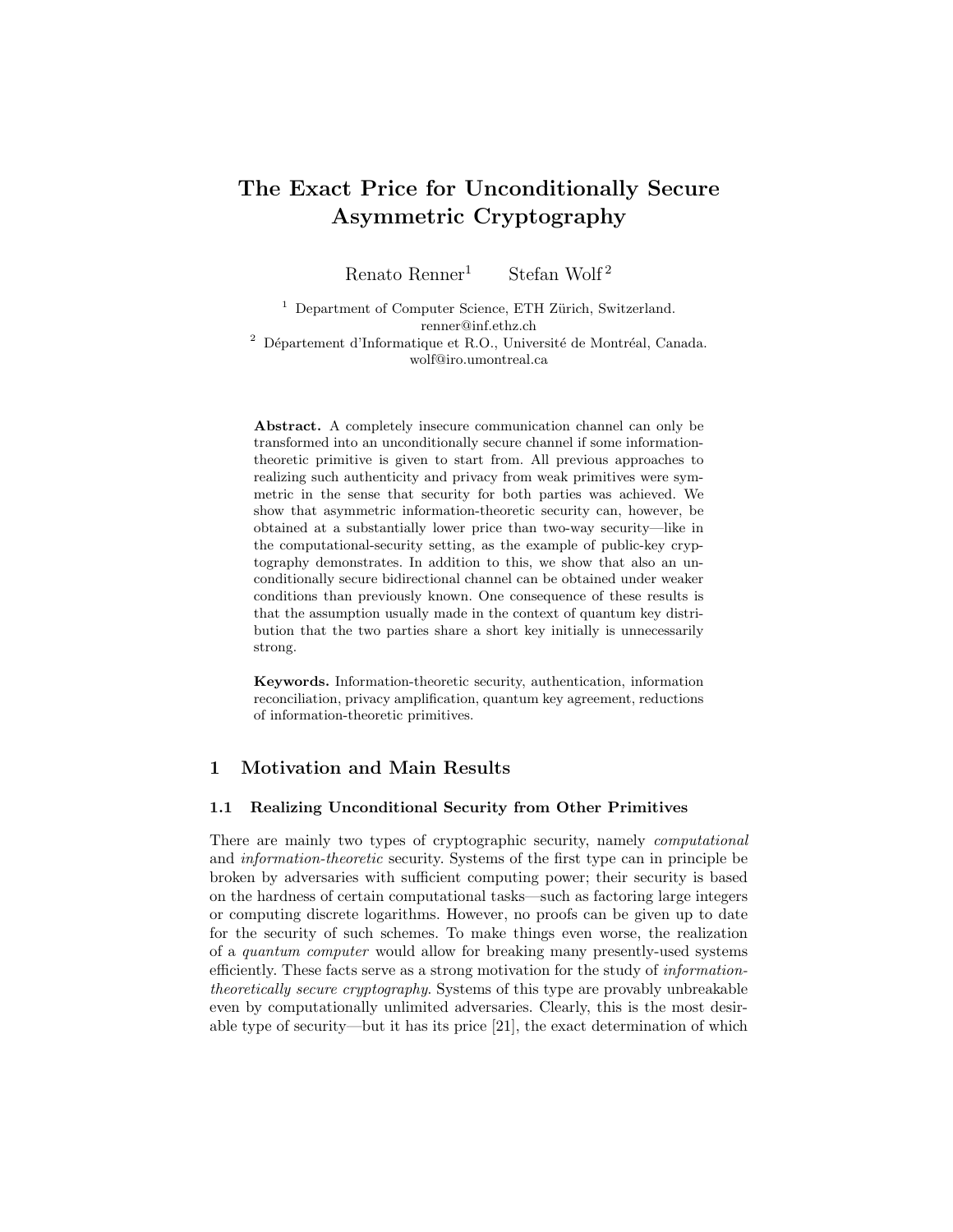# The Exact Price for Unconditionally Secure Asymmetric Cryptography

Renato Renner[1] Stefan Wolf[2]

[1] Department of Computer Science, ETH Zürich, Switzerland. renner@inf.ethz.ch

[2] Département d'Informatique et R.O., Université de Montréal, Canada. wolf@iro.umontreal.ca

**Abstract.** A completely insecure communication channel can only be transformed into an unconditionally secure channel if some information-theoretic primitive is given to start from. All previous approaches to realizing such authenticity and privacy from weak primitives were symmetric in the sense that security for both parties was achieved. We show that asymmetric information-theoretic security can, however, be obtained at a substantially lower price than two-way security—like in the computational-security setting, as the example of public-key cryptography demonstrates. In addition to this, we show that also an unconditionally secure bidirectional channel can be obtained under weaker conditions than previously known. One consequence of these results is that the assumption usually made in the context of quantum key distribution that the two parties share a short key initially is unnecessarily strong.

**Keywords.** Information-theoretic security, authentication, information reconciliation, privacy amplification, quantum key agreement, reductions of information-theoretic primitives.

## 1 Motivation and Main Results

### 1.1 Realizing Unconditional Security from Other Primitives

There are mainly two types of cryptographic security, namely *computational* and *information-theoretic* security. Systems of the first type can in principle be broken by adversaries with sufficient computing power; their security is based on the hardness of certain computational tasks—such as factoring large integers or computing discrete logarithms. However, no proofs can be given up to date for the security of such schemes. To make things even worse, the realization of a *quantum computer* would allow for breaking many presently-used systems efficiently. These facts serve as a strong motivation for the study of *information-theoretically secure cryptography.* Systems of this type are provably unbreakable even by computationally unlimited adversaries. Clearly, this is the most desirable type of security—but it has its price [21], the exact determination of which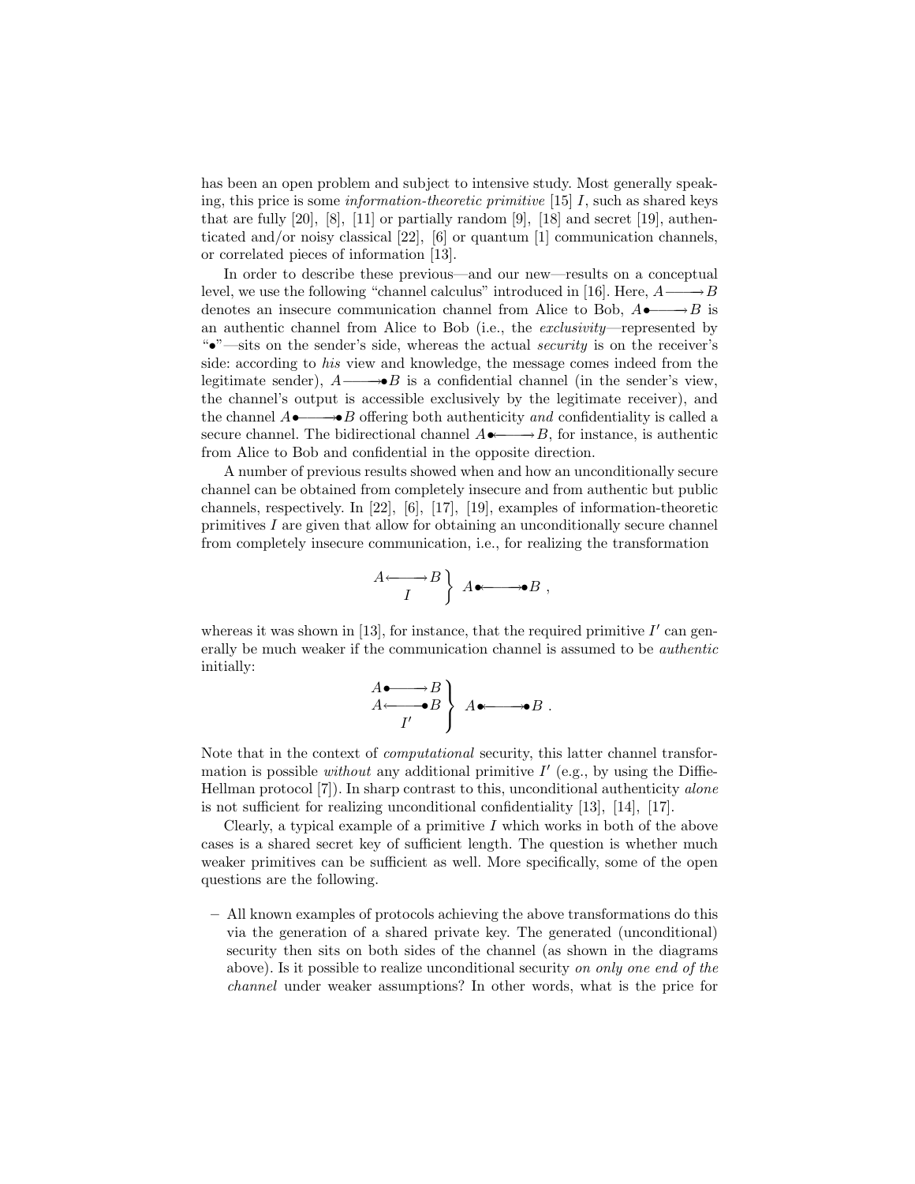has been an open problem and subject to intensive study. Most generally speaking, this price is some *information-theoretic primitive* [15] $I$, such as shared keys that are fully [20], [8], [11] or partially random [9], [18] and secret [19], authenticated and/or noisy classical [22], [6] or quantum [1] communication channels, or correlated pieces of information [13].

In order to describe these previous—and our new—results on a conceptual level, we use the following "channel calculus" introduced in [16]. Here, $A \longrightarrow B$ denotes an insecure communication channel from Alice to Bob, $A \bullet\!\!\longrightarrow B$ is an authentic channel from Alice to Bob (i.e., the *exclusivity*—represented by "$\bullet$"—sits on the sender's side, whereas the actual *security* is on the receiver's side: according to *his* view and knowledge, the message comes indeed from the legitimate sender), $A \longrightarrow\!\!\bullet B$ is a confidential channel (in the sender's view, the channel's output is accessible exclusively by the legitimate receiver), and the channel $A \bullet\!\!\longrightarrow\!\!\bullet B$ offering both authenticity *and* confidentiality is called a secure channel. The bidirectional channel $A \bullet\!\!\longleftrightarrow B$, for instance, is authentic from Alice to Bob and confidential in the opposite direction.

A number of previous results showed when and how an unconditionally secure channel can be obtained from completely insecure and from authentic but public channels, respectively. In [22], [6], [17], [19], examples of information-theoretic primitives $I$ are given that allow for obtaining an unconditionally secure channel from completely insecure communication, i.e., for realizing the transformation

$$\left.\begin{array}{c} A \longleftrightarrow B \\ I \end{array}\right\} \; A \bullet\!\!\longleftrightarrow\!\!\bullet B \;,$$

whereas it was shown in [13], for instance, that the required primitive $I'$ can generally be much weaker if the communication channel is assumed to be *authentic* initially:

$$\left.\begin{array}{c} A \bullet\!\!\longrightarrow B \\ A \longleftarrow\!\!\bullet B \\ I' \end{array}\right\} \; A \bullet\!\!\longleftrightarrow\!\!\bullet B \;.$$

Note that in the context of *computational* security, this latter channel transformation is possible *without* any additional primitive $I'$ (e.g., by using the Diffie-Hellman protocol [7]). In sharp contrast to this, unconditional authenticity *alone* is not sufficient for realizing unconditional confidentiality [13], [14], [17].

Clearly, a typical example of a primitive $I$ which works in both of the above cases is a shared secret key of sufficient length. The question is whether much weaker primitives can be sufficient as well. More specifically, some of the open questions are the following.

– All known examples of protocols achieving the above transformations do this via the generation of a shared private key. The generated (unconditional) security then sits on both sides of the channel (as shown in the diagrams above). Is it possible to realize unconditional security *on only one end of the channel* under weaker assumptions? In other words, what is the price for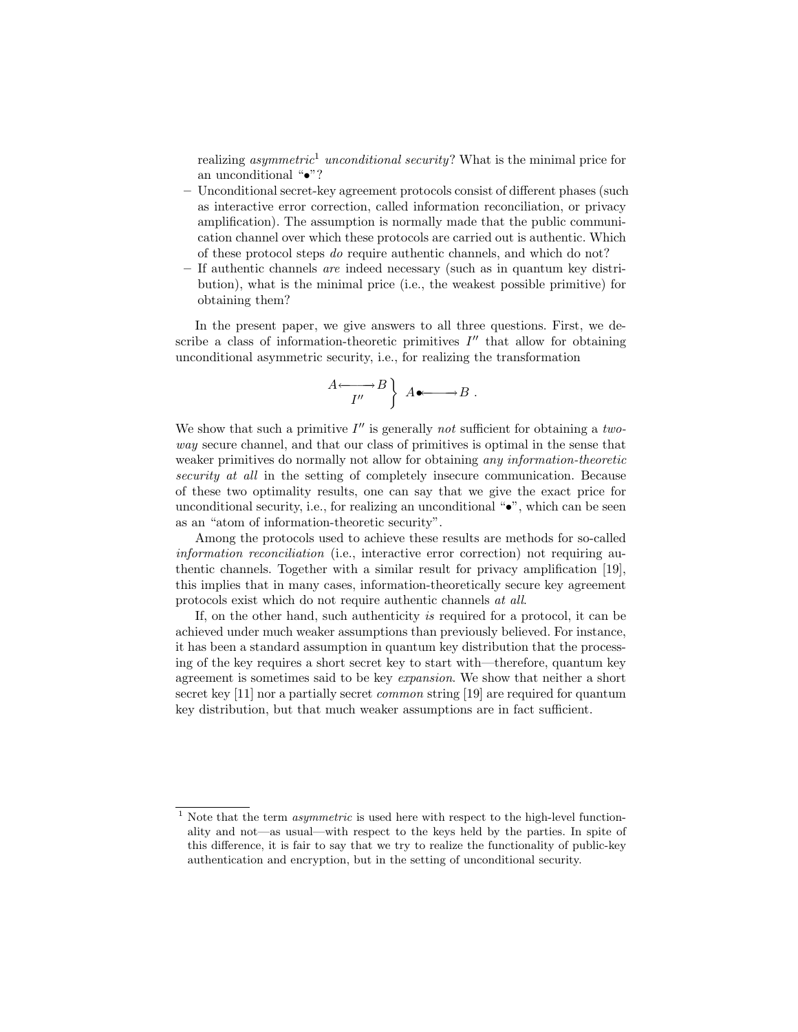realizing *asymmetric*[1] *unconditional security*? What is the minimal price for an unconditional "•"?

- Unconditional secret-key agreement protocols consist of different phases (such as interactive error correction, called information reconciliation, or privacy amplification). The assumption is normally made that the public communication channel over which these protocols are carried out is authentic. Which of these protocol steps *do* require authentic channels, and which do not?
- If authentic channels *are* indeed necessary (such as in quantum key distribution), what is the minimal price (i.e., the weakest possible primitive) for obtaining them?

In the present paper, we give answers to all three questions. First, we describe a class of information-theoretic primitives $I''$ that allow for obtaining unconditional asymmetric security, i.e., for realizing the transformation

$$\left.\begin{array}{c} A \longleftrightarrow B \\ I'' \end{array}\right\} \; A \bullet\!\!\longrightarrow B \; .$$

We show that such a primitive $I''$ is generally *not* sufficient for obtaining a *two-way* secure channel, and that our class of primitives is optimal in the sense that weaker primitives do normally not allow for obtaining *any information-theoretic security at all* in the setting of completely insecure communication. Because of these two optimality results, one can say that we give the exact price for unconditional security, i.e., for realizing an unconditional "•", which can be seen as an "atom of information-theoretic security".

Among the protocols used to achieve these results are methods for so-called *information reconciliation* (i.e., interactive error correction) not requiring authentic channels. Together with a similar result for privacy amplification [19], this implies that in many cases, information-theoretically secure key agreement protocols exist which do not require authentic channels *at all*.

If, on the other hand, such authenticity *is* required for a protocol, it can be achieved under much weaker assumptions than previously believed. For instance, it has been a standard assumption in quantum key distribution that the processing of the key requires a short secret key to start with—therefore, quantum key agreement is sometimes said to be key *expansion*. We show that neither a short secret key [11] nor a partially secret *common* string [19] are required for quantum key distribution, but that much weaker assumptions are in fact sufficient.

---

[1] Note that the term *asymmetric* is used here with respect to the high-level functionality and not—as usual—with respect to the keys held by the parties. In spite of this difference, it is fair to say that we try to realize the functionality of public-key authentication and encryption, but in the setting of unconditional security.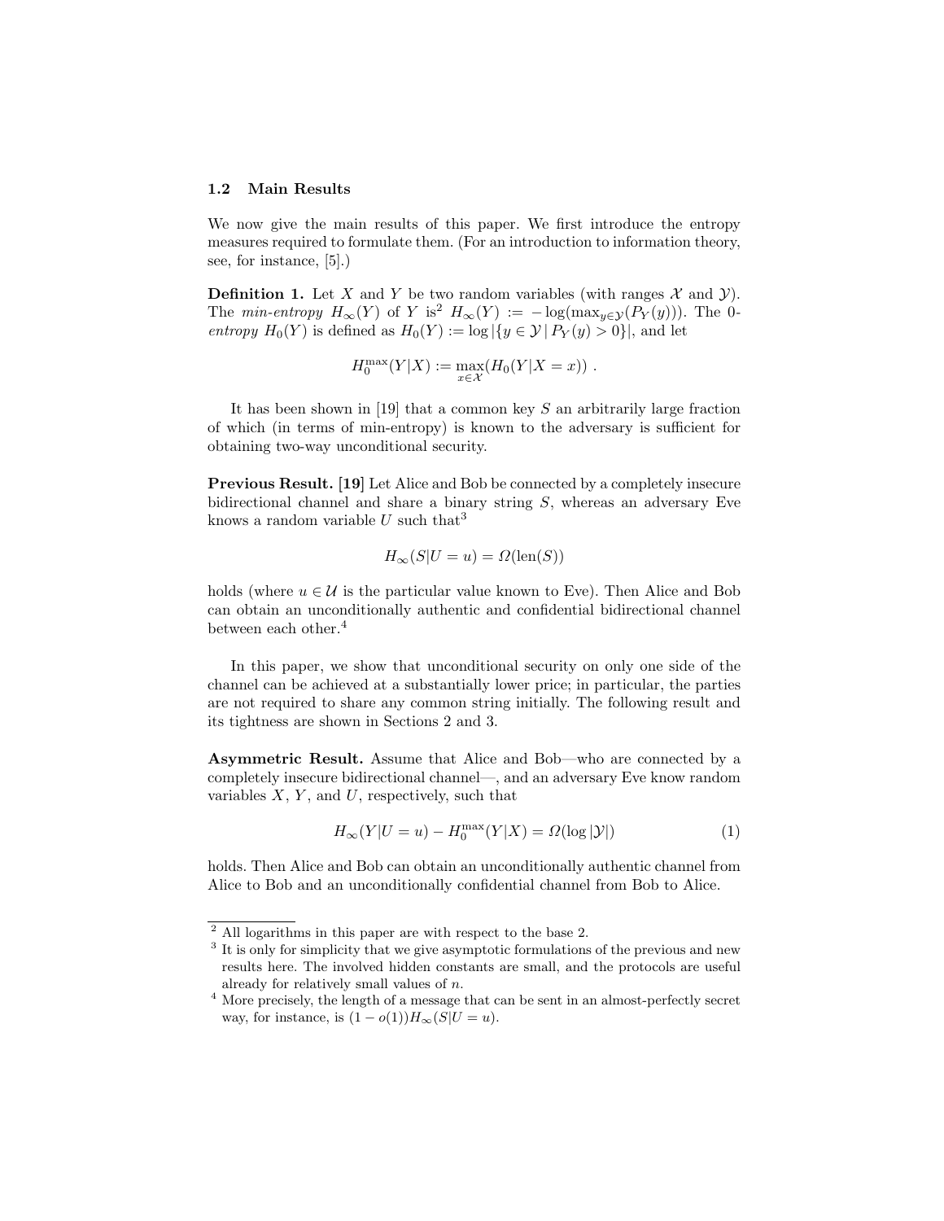### 1.2 Main Results

We now give the main results of this paper. We first introduce the entropy measures required to formulate them. (For an introduction to information theory, see, for instance, [5].)

**Definition 1.** Let $X$ and $Y$ be two random variables (with ranges $\mathcal{X}$ and $\mathcal{Y}$). The *min-entropy* $H_\infty(Y)$ of $Y$ is[2] $H_\infty(Y) := -\log(\max_{y\in\mathcal{Y}}(P_Y(y)))$. The *0-entropy* $H_0(Y)$ is defined as $H_0(Y) := \log |\{y \in \mathcal{Y} \,|\, P_Y(y) > 0\}|$, and let

$$H_0^{\max}(Y|X) := \max_{x\in\mathcal{X}}(H_0(Y|X = x)) \ .$$

It has been shown in [19] that a common key $S$ an arbitrarily large fraction of which (in terms of min-entropy) is known to the adversary is sufficient for obtaining two-way unconditional security.

**Previous Result. [19]** Let Alice and Bob be connected by a completely insecure bidirectional channel and share a binary string $S$, whereas an adversary Eve knows a random variable $U$ such that[3]

$$H_\infty(S|U = u) = \Omega(\mathrm{len}(S))$$

holds (where $u \in \mathcal{U}$ is the particular value known to Eve). Then Alice and Bob can obtain an unconditionally authentic and confidential bidirectional channel between each other.[4]

In this paper, we show that unconditional security on only one side of the channel can be achieved at a substantially lower price; in particular, the parties are not required to share any common string initially. The following result and its tightness are shown in Sections 2 and 3.

**Asymmetric Result.** Assume that Alice and Bob—who are connected by a completely insecure bidirectional channel—, and an adversary Eve know random variables $X$, $Y$, and $U$, respectively, such that

$$H_\infty(Y|U = u) - H_0^{\max}(Y|X) = \Omega(\log |\mathcal{Y}|) \tag{1}$$

holds. Then Alice and Bob can obtain an unconditionally authentic channel from Alice to Bob and an unconditionally confidential channel from Bob to Alice.

---

[2] All logarithms in this paper are with respect to the base 2.

[3] It is only for simplicity that we give asymptotic formulations of the previous and new results here. The involved hidden constants are small, and the protocols are useful already for relatively small values of $n$.

[4] More precisely, the length of a message that can be sent in an almost-perfectly secret way, for instance, is $(1 - o(1))H_\infty(S|U = u)$.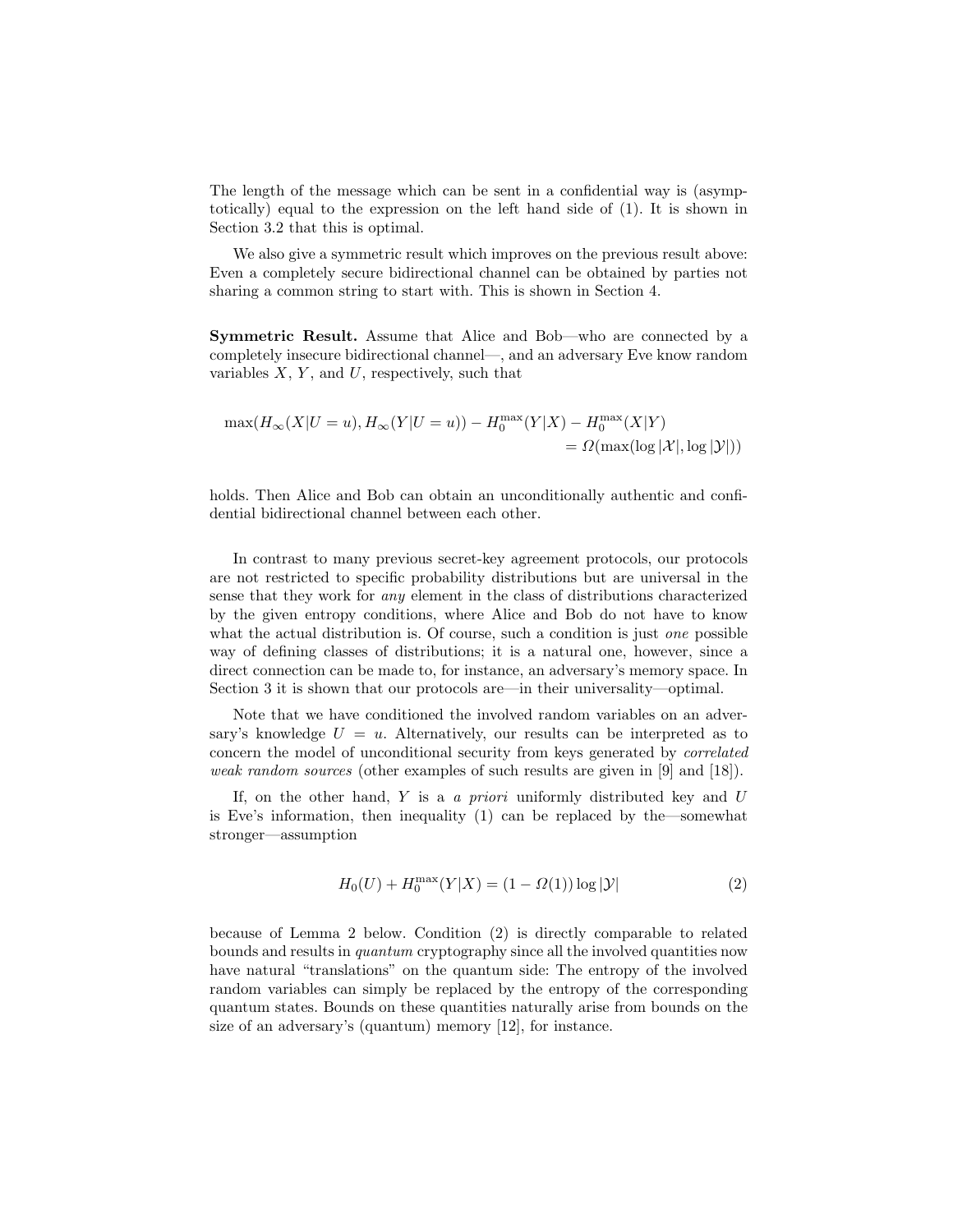The length of the message which can be sent in a confidential way is (asymptotically) equal to the expression on the left hand side of (1). It is shown in Section 3.2 that this is optimal.

We also give a symmetric result which improves on the previous result above: Even a completely secure bidirectional channel can be obtained by parties not sharing a common string to start with. This is shown in Section 4.

**Symmetric Result.** Assume that Alice and Bob—who are connected by a completely insecure bidirectional channel—, and an adversary Eve know random variables $X$, $Y$, and $U$, respectively, such that

$$\max(H_\infty(X|U=u), H_\infty(Y|U=u)) - H_0^{\max}(Y|X) - H_0^{\max}(X|Y) \\ = \Omega(\max(\log|\mathcal{X}|, \log|\mathcal{Y}|))$$

holds. Then Alice and Bob can obtain an unconditionally authentic and confidential bidirectional channel between each other.

In contrast to many previous secret-key agreement protocols, our protocols are not restricted to specific probability distributions but are universal in the sense that they work for *any* element in the class of distributions characterized by the given entropy conditions, where Alice and Bob do not have to know what the actual distribution is. Of course, such a condition is just *one* possible way of defining classes of distributions; it is a natural one, however, since a direct connection can be made to, for instance, an adversary's memory space. In Section 3 it is shown that our protocols are—in their universality—optimal.

Note that we have conditioned the involved random variables on an adversary's knowledge $U = u$. Alternatively, our results can be interpreted as to concern the model of unconditional security from keys generated by *correlated weak random sources* (other examples of such results are given in [9] and [18]).

If, on the other hand, $Y$ is a *a priori* uniformly distributed key and $U$ is Eve's information, then inequality (1) can be replaced by the—somewhat stronger—assumption

$$H_0(U) + H_0^{\max}(Y|X) = (1 - \Omega(1)) \log|\mathcal{Y}| \tag{2}$$

because of Lemma 2 below. Condition (2) is directly comparable to related bounds and results in *quantum* cryptography since all the involved quantities now have natural "translations" on the quantum side: The entropy of the involved random variables can simply be replaced by the entropy of the corresponding quantum states. Bounds on these quantities naturally arise from bounds on the size of an adversary's (quantum) memory [12], for instance.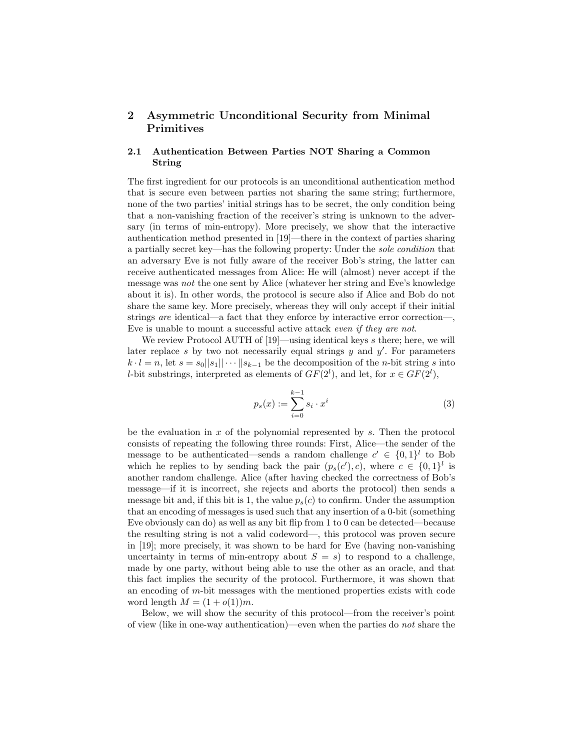# 2 Asymmetric Unconditional Security from Minimal Primitives

## 2.1 Authentication Between Parties NOT Sharing a Common String

The first ingredient for our protocols is an unconditional authentication method that is secure even between parties not sharing the same string; furthermore, none of the two parties' initial strings has to be secret, the only condition being that a non-vanishing fraction of the receiver's string is unknown to the adversary (in terms of min-entropy). More precisely, we show that the interactive authentication method presented in [19]—there in the context of parties sharing a partially secret key—has the following property: Under the *sole condition* that an adversary Eve is not fully aware of the receiver Bob's string, the latter can receive authenticated messages from Alice: He will (almost) never accept if the message was *not* the one sent by Alice (whatever her string and Eve's knowledge about it is). In other words, the protocol is secure also if Alice and Bob do not share the same key. More precisely, whereas they will only accept if their initial strings *are* identical—a fact that they enforce by interactive error correction—, Eve is unable to mount a successful active attack *even if they are not*.

We review Protocol AUTH of [19]—using identical keys $s$ there; here, we will later replace $s$ by two not necessarily equal strings $y$ and $y'$. For parameters $k \cdot l = n$, let $s = s_0||s_1|| \cdots ||s_{k-1}$ be the decomposition of the $n$-bit string $s$ into $l$-bit substrings, interpreted as elements of $GF(2^l)$, and let, for $x \in GF(2^l)$,

$$p_s(x) := \sum_{i=0}^{k-1} s_i \cdot x^i \tag{3}$$

be the evaluation in $x$ of the polynomial represented by $s$. Then the protocol consists of repeating the following three rounds: First, Alice—the sender of the message to be authenticated—sends a random challenge $c' \in \{0,1\}^l$ to Bob which he replies to by sending back the pair $(p_s(c'), c)$, where $c \in \{0,1\}^l$ is another random challenge. Alice (after having checked the correctness of Bob's message—if it is incorrect, she rejects and aborts the protocol) then sends a message bit and, if this bit is 1, the value $p_s(c)$ to confirm. Under the assumption that an encoding of messages is used such that any insertion of a 0-bit (something Eve obviously can do) as well as any bit flip from 1 to 0 can be detected—because the resulting string is not a valid codeword—, this protocol was proven secure in [19]; more precisely, it was shown to be hard for Eve (having non-vanishing uncertainty in terms of min-entropy about $S = s$) to respond to a challenge, made by one party, without being able to use the other as an oracle, and that this fact implies the security of the protocol. Furthermore, it was shown that an encoding of $m$-bit messages with the mentioned properties exists with code word length $M = (1 + o(1))m$.

Below, we will show the security of this protocol—from the receiver's point of view (like in one-way authentication)—even when the parties do *not* share the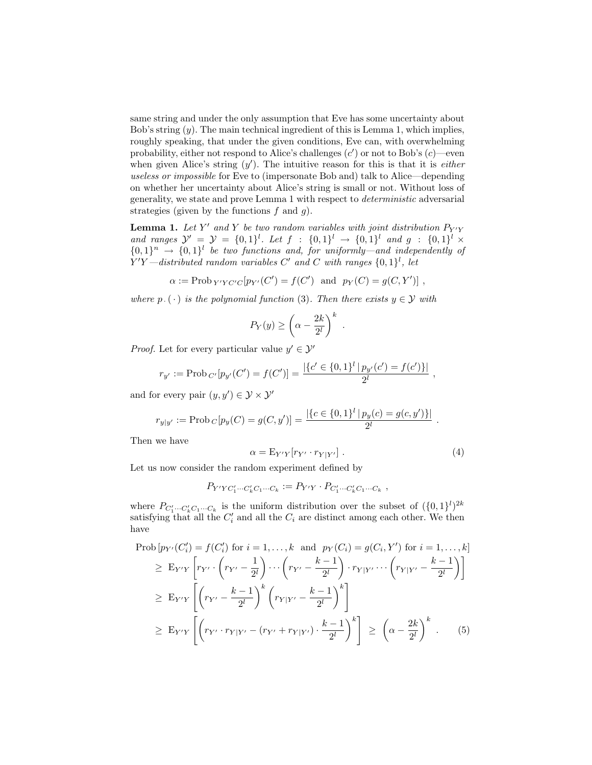same string and under the only assumption that Eve has some uncertainty about Bob's string ($y$). The main technical ingredient of this is Lemma 1, which implies, roughly speaking, that under the given conditions, Eve can, with overwhelming probability, either not respond to Alice's challenges ($c'$) or not to Bob's ($c$)—even when given Alice's string ($y'$). The intuitive reason for this is that it is *either useless or impossible* for Eve to (impersonate Bob and) talk to Alice—depending on whether her uncertainty about Alice's string is small or not. Without loss of generality, we state and prove Lemma 1 with respect to *deterministic* adversarial strategies (given by the functions $f$ and $g$).

**Lemma 1.** *Let $Y'$ and $Y$ be two random variables with joint distribution $P_{Y'Y}$ and ranges $\mathcal{Y}' = \mathcal{Y} = \{0,1\}^l$. Let $f : \{0,1\}^l \to \{0,1\}^l$ and $g : \{0,1\}^l \times \{0,1\}^n \to \{0,1\}^l$ be two functions and, for uniformly—and independently of $Y'Y$—distributed random variables $C'$ and $C$ with ranges $\{0,1\}^l$, let*

$$\alpha := \text{Prob}_{\,Y'YC'C}[p_{Y'}(C') = f(C') \;\text{ and }\; p_Y(C) = g(C, Y')] \ ,$$

*where $p_\cdot(\,\cdot\,)$ is the polynomial function (3). Then there exists $y \in \mathcal{Y}$ with*

$$P_Y(y) \geq \left(\alpha - \frac{2k}{2^l}\right)^k \ .$$

*Proof.* Let for every particular value $y' \in \mathcal{Y}'$

$$r_{y'} := \text{Prob}_{\,C'}[p_{y'}(C') = f(C')] = \frac{|\{c' \in \{0,1\}^l \,|\, p_{y'}(c') = f(c')\}|}{2^l} \ ,$$

and for every pair $(y, y') \in \mathcal{Y} \times \mathcal{Y}'$

$$r_{y|y'} := \text{Prob}_{\,C}[p_y(C) = g(C, y')] = \frac{|\{c \in \{0,1\}^l \,|\, p_y(c) = g(c, y')\}|}{2^l} \ .$$

Then we have

$$\alpha = \text{E}_{Y'Y}[r_{Y'} \cdot r_{Y|Y'}] \ . \tag{4}$$

Let us now consider the random experiment defined by

$$P_{Y'YC'_1\cdots C'_kC_1\cdots C_k} := P_{Y'Y} \cdot P_{C'_1\cdots C'_kC_1\cdots C_k} \ ,$$

where $P_{C'_1\cdots C'_kC_1\cdots C_k}$ is the uniform distribution over the subset of $(\{0,1\}^l)^{2k}$ satisfying that all the $C'_i$ and all the $C_i$ are distinct among each other. We then have

$$\begin{aligned}
&\text{Prob}\,[p_{Y'}(C'_i) = f(C'_i) \text{ for } i = 1, \ldots, k \;\text{ and }\; p_Y(C_i) = g(C_i, Y') \text{ for } i = 1, \ldots, k] \\
&\quad\geq \text{E}_{Y'Y}\left[r_{Y'} \cdot \left(r_{Y'} - \frac{1}{2^l}\right) \cdots \left(r_{Y'} - \frac{k-1}{2^l}\right) \cdot r_{Y|Y'} \cdots \left(r_{Y|Y'} - \frac{k-1}{2^l}\right)\right] \\
&\quad\geq \text{E}_{Y'Y}\left[\left(r_{Y'} - \frac{k-1}{2^l}\right)^k \left(r_{Y|Y'} - \frac{k-1}{2^l}\right)^k\right] \\
&\quad\geq \text{E}_{Y'Y}\left[\left(r_{Y'} \cdot r_{Y|Y'} - (r_{Y'} + r_{Y|Y'}) \cdot \frac{k-1}{2^l}\right)^k\right] \;\geq\; \left(\alpha - \frac{2k}{2^l}\right)^k \ .
\end{aligned} \tag{5}$$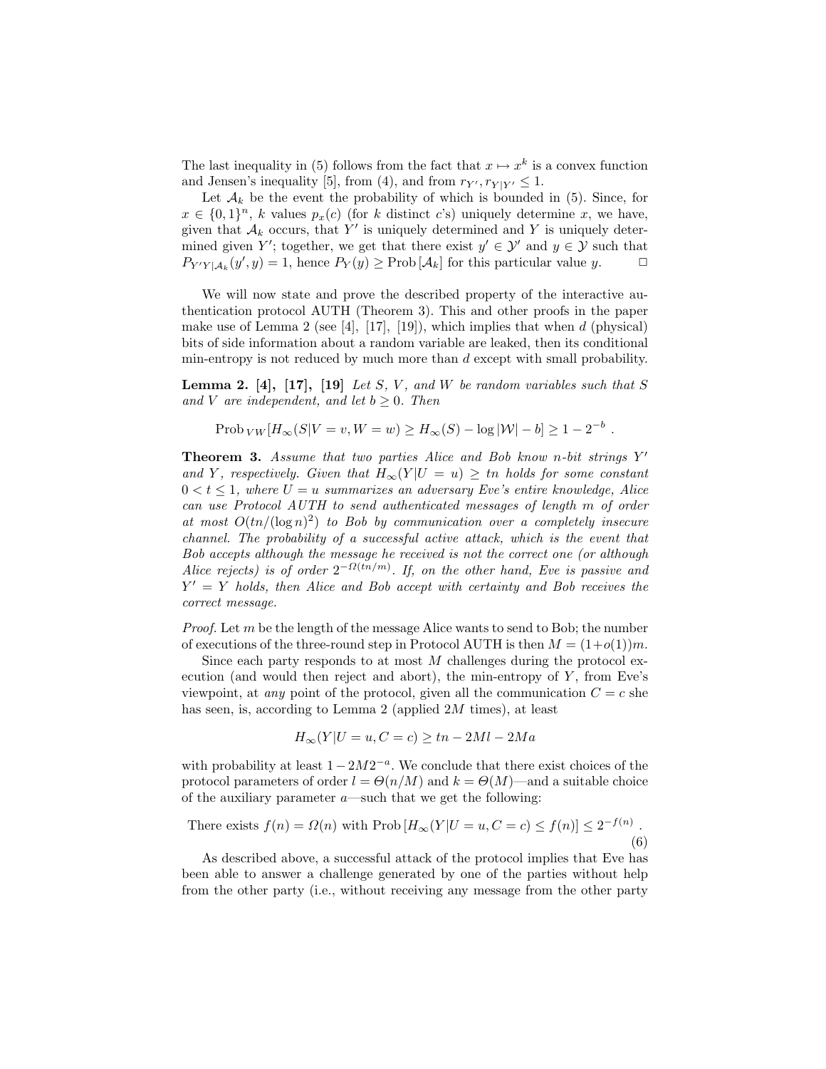The last inequality in (5) follows from the fact that $x \mapsto x^k$ is a convex function and Jensen's inequality [5], from (4), and from $r_{Y'}, r_{Y|Y'} \leq 1$.

Let $\mathcal{A}_k$ be the event the probability of which is bounded in (5). Since, for $x \in \{0,1\}^n$, $k$ values $p_x(c)$ (for $k$ distinct $c$'s) uniquely determine $x$, we have, given that $\mathcal{A}_k$ occurs, that $Y'$ is uniquely determined and $Y$ is uniquely determined given $Y'$; together, we get that there exist $y' \in \mathcal{Y}'$ and $y \in \mathcal{Y}$ such that $P_{Y'Y|\mathcal{A}_k}(y', y) = 1$, hence $P_Y(y) \geq \text{Prob}\,[\mathcal{A}_k]$ for this particular value $y$. □

We will now state and prove the described property of the interactive authentication protocol AUTH (Theorem 3). This and other proofs in the paper make use of Lemma 2 (see [4], [17], [19]), which implies that when $d$ (physical) bits of side information about a random variable are leaked, then its conditional min-entropy is not reduced by much more than $d$ except with small probability.

**Lemma 2.** **[4], [17], [19]** *Let $S$, $V$, and $W$ be random variables such that $S$ and $V$ are independent, and let $b \geq 0$. Then*

$$\text{Prob}_{\,VW}[H_\infty(S|V = v, W = w) \geq H_\infty(S) - \log|\mathcal{W}| - b] \geq 1 - 2^{-b} .$$

**Theorem 3.** *Assume that two parties Alice and Bob know $n$-bit strings $Y'$ and $Y$, respectively. Given that $H_\infty(Y|U = u) \geq tn$ holds for some constant $0 < t \leq 1$, where $U = u$ summarizes an adversary Eve's entire knowledge, Alice can use Protocol AUTH to send authenticated messages of length $m$ of order at most $O(tn/(\log n)^2)$ to Bob by communication over a completely insecure channel. The probability of a successful active attack, which is the event that Bob accepts although the message he received is not the correct one (or although Alice rejects) is of order $2^{-\Omega(tn/m)}$. If, on the other hand, Eve is passive and $Y' = Y$ holds, then Alice and Bob accept with certainty and Bob receives the correct message.*

*Proof.* Let $m$ be the length of the message Alice wants to send to Bob; the number of executions of the three-round step in Protocol AUTH is then $M = (1+o(1))m$.

Since each party responds to at most $M$ challenges during the protocol execution (and would then reject and abort), the min-entropy of $Y$, from Eve's viewpoint, at *any* point of the protocol, given all the communication $C = c$ she has seen, is, according to Lemma 2 (applied $2M$ times), at least

$$H_\infty(Y|U = u, C = c) \geq tn - 2Ml - 2Ma$$

with probability at least $1 - 2M2^{-a}$. We conclude that there exist choices of the protocol parameters of order $l = \Theta(n/M)$ and $k = \Theta(M)$—and a suitable choice of the auxiliary parameter $a$—such that we get the following:

$$\text{There exists } f(n) = \Omega(n) \text{ with } \text{Prob}\,[H_\infty(Y|U = u, C = c) \leq f(n)] \leq 2^{-f(n)} . \tag{6}$$

As described above, a successful attack of the protocol implies that Eve has been able to answer a challenge generated by one of the parties without help from the other party (i.e., without receiving any message from the other party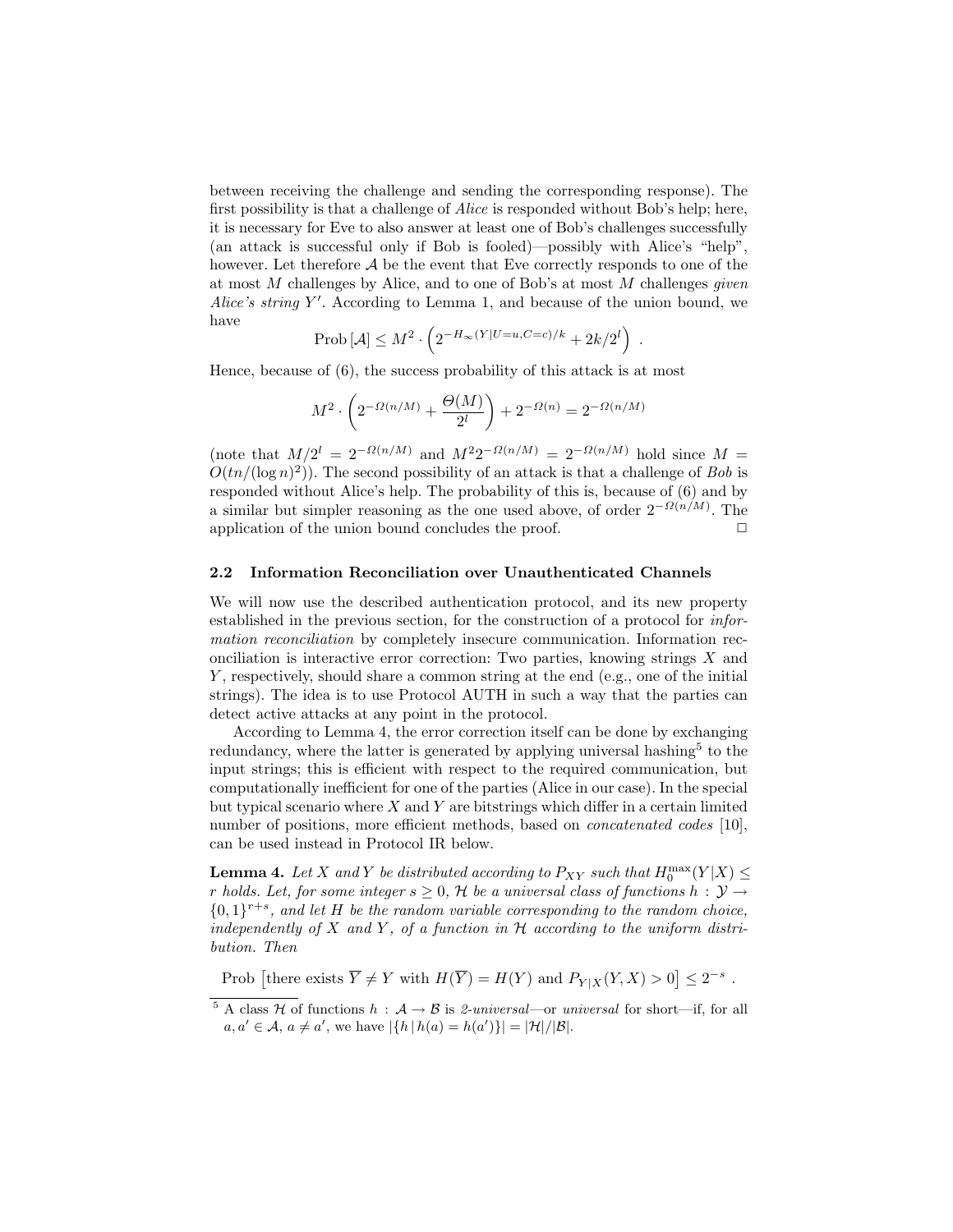between receiving the challenge and sending the corresponding response). The first possibility is that a challenge of *Alice* is responded without Bob's help; here, it is necessary for Eve to also answer at least one of Bob's challenges successfully (an attack is successful only if Bob is fooled)—possibly with Alice's "help", however. Let therefore $\mathcal{A}$ be the event that Eve correctly responds to one of the at most $M$ challenges by Alice, and to one of Bob's at most $M$ challenges *given Alice's string* $Y'$. According to Lemma 1, and because of the union bound, we have

$$\text{Prob}\left[\mathcal{A}\right] \leq M^2 \cdot \left(2^{-H_\infty(Y|U=u,C=c)/k} + 2k/2^l\right) .$$

Hence, because of (6), the success probability of this attack is at most

$$M^2 \cdot \left(2^{-\Omega(n/M)} + \frac{\Theta(M)}{2^l}\right) + 2^{-\Omega(n)} = 2^{-\Omega(n/M)}$$

(note that $M/2^l = 2^{-\Omega(n/M)}$ and $M^2 2^{-\Omega(n/M)} = 2^{-\Omega(n/M)}$ hold since $M = O(tn/(\log n)^2)$). The second possibility of an attack is that a challenge of *Bob* is responded without Alice's help. The probability of this is, because of (6) and by a similar but simpler reasoning as the one used above, of order $2^{-\Omega(n/M)}$. The application of the union bound concludes the proof. □

### 2.2 Information Reconciliation over Unauthenticated Channels

We will now use the described authentication protocol, and its new property established in the previous section, for the construction of a protocol for *information reconciliation* by completely insecure communication. Information reconciliation is interactive error correction: Two parties, knowing strings $X$ and $Y$, respectively, should share a common string at the end (e.g., one of the initial strings). The idea is to use Protocol AUTH in such a way that the parties can detect active attacks at any point in the protocol.

According to Lemma 4, the error correction itself can be done by exchanging redundancy, where the latter is generated by applying universal hashing[5] to the input strings; this is efficient with respect to the required communication, but computationally inefficient for one of the parties (Alice in our case). In the special but typical scenario where $X$ and $Y$ are bitstrings which differ in a certain limited number of positions, more efficient methods, based on *concatenated codes* [10], can be used instead in Protocol IR below.

**Lemma 4.** *Let $X$ and $Y$ be distributed according to $P_{XY}$ such that $H_0^{\max}(Y|X) \leq r$ holds. Let, for some integer $s \geq 0$, $\mathcal{H}$ be a universal class of functions $h : \mathcal{Y} \to \{0,1\}^{r+s}$, and let $H$ be the random variable corresponding to the random choice, independently of $X$ and $Y$, of a function in $\mathcal{H}$ according to the uniform distribution. Then*

$$\text{Prob}\left[\text{there exists } \overline{Y} \neq Y \text{ with } H(\overline{Y}) = H(Y) \text{ and } P_{Y|X}(Y, X) > 0\right] \leq 2^{-s} .$$

[5] A class $\mathcal{H}$ of functions $h : \mathcal{A} \to \mathcal{B}$ is *2-universal*—or *universal* for short—if, for all $a, a' \in \mathcal{A}$, $a \neq a'$, we have $|\{h \,|\, h(a) = h(a')\}| = |\mathcal{H}|/|\mathcal{B}|$.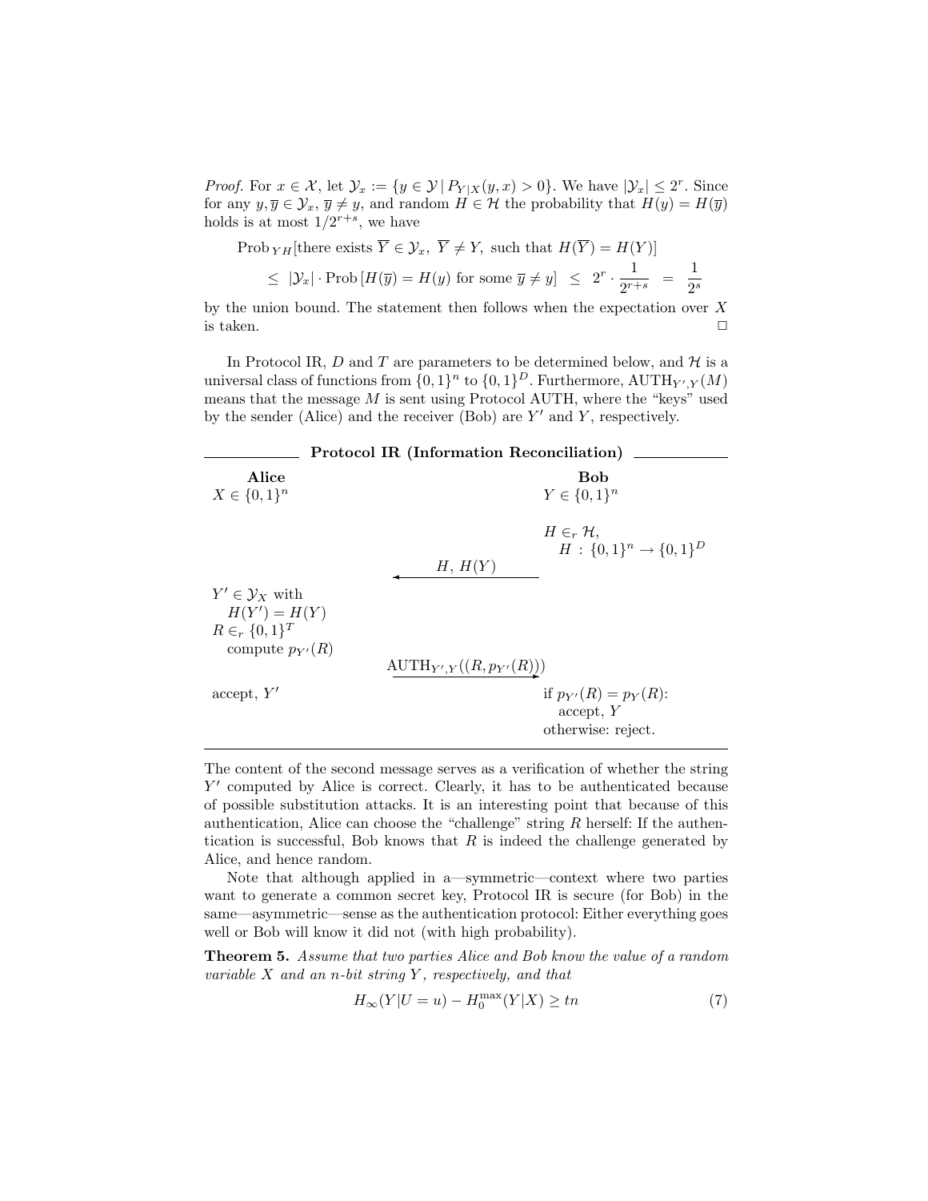*Proof.* For $x \in \mathcal{X}$, let $\mathcal{Y}_x := \{y \in \mathcal{Y} \,|\, P_{Y|X}(y, x) > 0\}$. We have $|\mathcal{Y}_x| \leq 2^r$. Since for any $y, \overline{y} \in \mathcal{Y}_x$, $\overline{y} \neq y$, and random $H \in \mathcal{H}$ the probability that $H(y) = H(\overline{y})$ holds is at most $1/2^{r+s}$, we have

$$\begin{aligned}
&\text{Prob}_{YH}[\text{there exists } \overline{Y} \in \mathcal{Y}_x,\ \overline{Y} \neq Y, \text{ such that } H(\overline{Y}) = H(Y)] \\
&\quad \leq\ |\mathcal{Y}_x| \cdot \text{Prob}\,[H(\overline{y}) = H(y) \text{ for some } \overline{y} \neq y] \ \leq\ 2^r \cdot \frac{1}{2^{r+s}} \ =\ \frac{1}{2^s}
\end{aligned}$$

by the union bound. The statement then follows when the expectation over $X$ is taken. □

In Protocol IR, $D$ and $T$ are parameters to be determined below, and $\mathcal{H}$ is a universal class of functions from $\{0,1\}^n$ to $\{0,1\}^D$. Furthermore, $\text{AUTH}_{Y',Y}(M)$ means that the message $M$ is sent using Protocol AUTH, where the "keys" used by the sender (Alice) and the receiver (Bob) are $Y'$ and $Y$, respectively.

**Protocol IR (Information Reconciliation)**

| Alice | | Bob |
|---|---|---|
| $X \in \{0,1\}^n$ | | $Y \in \{0,1\}^n$ |
| | | $H \in_r \mathcal{H}$, $H : \{0,1\}^n \to \{0,1\}^D$ |
| | $\xleftarrow{\quad H,\ H(Y) \quad}$ | |
| $Y' \in \mathcal{Y}_X$ with $H(Y') = H(Y)$; $R \in_r \{0,1\}^T$; compute $p_{Y'}(R)$ | | |
| | $\xrightarrow{\ \text{AUTH}_{Y',Y}((R, p_{Y'}(R)))\ }$ | |
| accept, $Y'$ | | if $p_{Y'}(R) = p_Y(R)$: accept, $Y$; otherwise: reject. |

The content of the second message serves as a verification of whether the string $Y'$ computed by Alice is correct. Clearly, it has to be authenticated because of possible substitution attacks. It is an interesting point that because of this authentication, Alice can choose the "challenge" string $R$ herself: If the authentication is successful, Bob knows that $R$ is indeed the challenge generated by Alice, and hence random.

Note that although applied in a—symmetric—context where two parties want to generate a common secret key, Protocol IR is secure (for Bob) in the same—asymmetric—sense as the authentication protocol: Either everything goes well or Bob will know it did not (with high probability).

**Theorem 5.** *Assume that two parties Alice and Bob know the value of a random variable $X$ and an $n$-bit string $Y$, respectively, and that*

$$H_\infty(Y|U = u) - H_0^{\max}(Y|X) \geq tn \tag{7}$$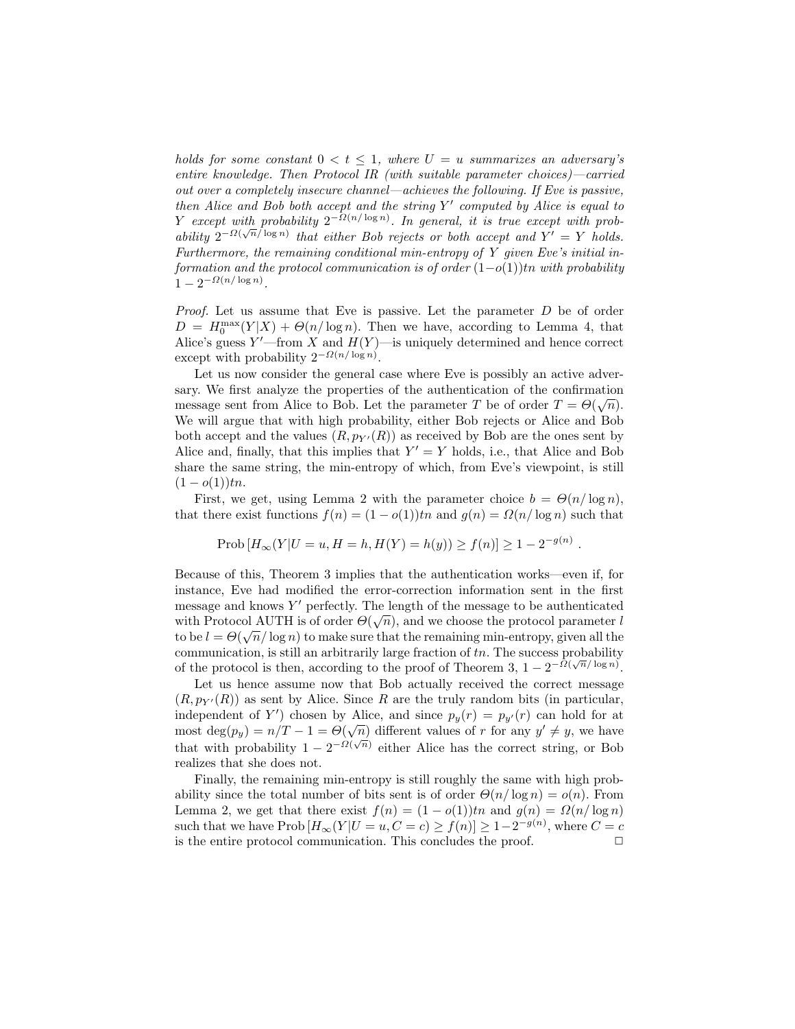*holds for some constant $0 < t \leq 1$, where $U = u$ summarizes an adversary's entire knowledge. Then Protocol IR (with suitable parameter choices)—carried out over a completely insecure channel—achieves the following. If Eve is passive, then Alice and Bob both accept and the string $Y'$ computed by Alice is equal to $Y$ except with probability $2^{-\Omega(n/\log n)}$. In general, it is true except with probability $2^{-\Omega(\sqrt{n}/\log n)}$ that either Bob rejects or both accept and $Y' = Y$ holds. Furthermore, the remaining conditional min-entropy of $Y$ given Eve's initial information and the protocol communication is of order $(1-o(1))tn$ with probability $1 - 2^{-\Omega(n/\log n)}$.*

*Proof.* Let us assume that Eve is passive. Let the parameter $D$ be of order $D = H_0^{\max}(Y|X) + \Theta(n/\log n)$. Then we have, according to Lemma 4, that Alice's guess $Y'$—from $X$ and $H(Y)$—is uniquely determined and hence correct except with probability $2^{-\Omega(n/\log n)}$.

Let us now consider the general case where Eve is possibly an active adversary. We first analyze the properties of the authentication of the confirmation message sent from Alice to Bob. Let the parameter $T$ be of order $T = \Theta(\sqrt{n})$. We will argue that with high probability, either Bob rejects or Alice and Bob both accept and the values $(R, p_{Y'}(R))$ as received by Bob are the ones sent by Alice and, finally, that this implies that $Y' = Y$ holds, i.e., that Alice and Bob share the same string, the min-entropy of which, from Eve's viewpoint, is still $(1 - o(1))tn$.

First, we get, using Lemma 2 with the parameter choice $b = \Theta(n/\log n)$, that there exist functions $f(n) = (1 - o(1))tn$ and $g(n) = \Omega(n/\log n)$ such that

$$\text{Prob}\left[H_\infty(Y|U = u, H = h, H(Y) = h(y)) \geq f(n)\right] \geq 1 - 2^{-g(n)} .$$

Because of this, Theorem 3 implies that the authentication works—even if, for instance, Eve had modified the error-correction information sent in the first message and knows $Y'$ perfectly. The length of the message to be authenticated with Protocol AUTH is of order $\Theta(\sqrt{n})$, and we choose the protocol parameter $l$ to be $l = \Theta(\sqrt{n}/\log n)$ to make sure that the remaining min-entropy, given all the communication, is still an arbitrarily large fraction of $tn$. The success probability of the protocol is then, according to the proof of Theorem 3, $1 - 2^{-\Omega(\sqrt{n}/\log n)}$.

Let us hence assume now that Bob actually received the correct message $(R, p_{Y'}(R))$ as sent by Alice. Since $R$ are the truly random bits (in particular, independent of $Y'$) chosen by Alice, and since $p_y(r) = p_{y'}(r)$ can hold for at most $\deg(p_y) = n/T - 1 = \Theta(\sqrt{n})$ different values of $r$ for any $y' \neq y$, we have that with probability $1 - 2^{-\Omega(\sqrt{n})}$ either Alice has the correct string, or Bob realizes that she does not.

Finally, the remaining min-entropy is still roughly the same with high probability since the total number of bits sent is of order $\Theta(n/\log n) = o(n)$. From Lemma 2, we get that there exist $f(n) = (1 - o(1))tn$ and $g(n) = \Omega(n/\log n)$ such that we have $\text{Prob}\left[H_\infty(Y|U = u, C = c) \geq f(n)\right] \geq 1 - 2^{-g(n)}$, where $C = c$ is the entire protocol communication. This concludes the proof. □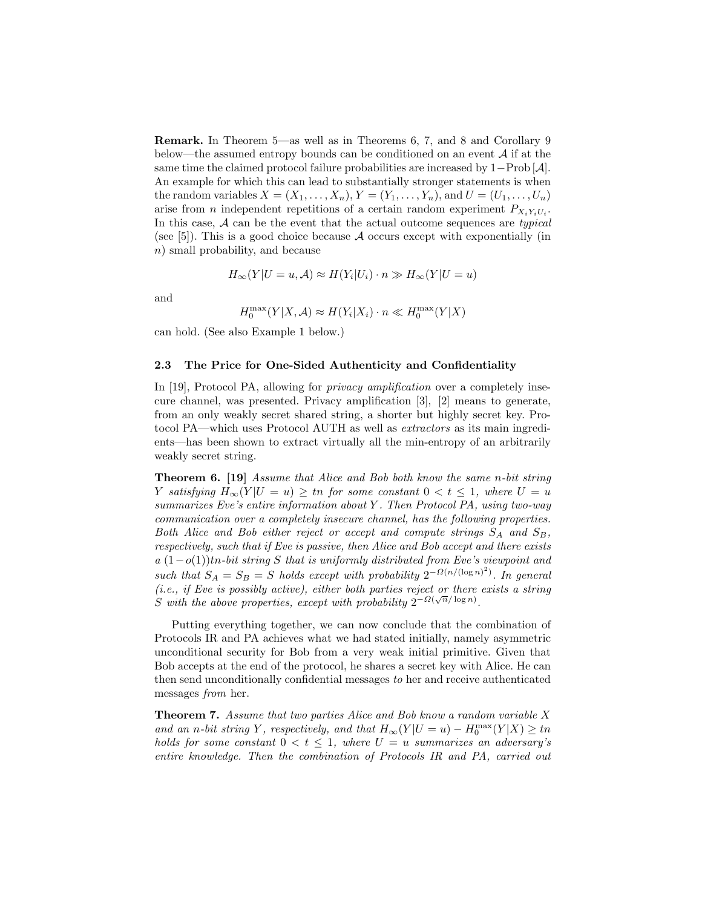**Remark.** In Theorem 5—as well as in Theorems 6, 7, and 8 and Corollary 9 below—the assumed entropy bounds can be conditioned on an event $\mathcal{A}$ if at the same time the claimed protocol failure probabilities are increased by $1-\text{Prob}[\mathcal{A}]$. An example for which this can lead to substantially stronger statements is when the random variables $X = (X_1, \ldots, X_n)$, $Y = (Y_1, \ldots, Y_n)$, and $U = (U_1, \ldots, U_n)$ arise from $n$ independent repetitions of a certain random experiment $P_{X_i Y_i U_i}$. In this case, $\mathcal{A}$ can be the event that the actual outcome sequences are *typical* (see [5]). This is a good choice because $\mathcal{A}$ occurs except with exponentially (in $n$) small probability, and because

$$H_\infty(Y|U=u, \mathcal{A}) \approx H(Y_i|U_i) \cdot n \gg H_\infty(Y|U=u)$$

and

$$H_0^{\max}(Y|X, \mathcal{A}) \approx H(Y_i|X_i) \cdot n \ll H_0^{\max}(Y|X)$$

can hold. (See also Example 1 below.)

### 2.3 The Price for One-Sided Authenticity and Confidentiality

In [19], Protocol PA, allowing for *privacy amplification* over a completely insecure channel, was presented. Privacy amplification [3], [2] means to generate, from an only weakly secret shared string, a shorter but highly secret key. Protocol PA—which uses Protocol AUTH as well as *extractors* as its main ingredients—has been shown to extract virtually all the min-entropy of an arbitrarily weakly secret string.

**Theorem 6.** [19] *Assume that Alice and Bob both know the same $n$-bit string $Y$ satisfying $H_\infty(Y|U=u) \geq tn$ for some constant $0 < t \leq 1$, where $U = u$ summarizes Eve's entire information about $Y$. Then Protocol PA, using two-way communication over a completely insecure channel, has the following properties. Both Alice and Bob either reject or accept and compute strings $S_A$ and $S_B$, respectively, such that if Eve is passive, then Alice and Bob accept and there exists a $(1-o(1))tn$-bit string $S$ that is uniformly distributed from Eve's viewpoint and such that $S_A = S_B = S$ holds except with probability $2^{-\Omega(n/(\log n)^2)}$. In general (i.e., if Eve is possibly active), either both parties reject or there exists a string $S$ with the above properties, except with probability $2^{-\Omega(\sqrt{n}/\log n)}$.*

Putting everything together, we can now conclude that the combination of Protocols IR and PA achieves what we had stated initially, namely asymmetric unconditional security for Bob from a very weak initial primitive. Given that Bob accepts at the end of the protocol, he shares a secret key with Alice. He can then send unconditionally confidential messages *to* her and receive authenticated messages *from* her.

**Theorem 7.** *Assume that two parties Alice and Bob know a random variable $X$ and an $n$-bit string $Y$, respectively, and that $H_\infty(Y|U=u) - H_0^{\max}(Y|X) \geq tn$ holds for some constant $0 < t \leq 1$, where $U = u$ summarizes an adversary's entire knowledge. Then the combination of Protocols IR and PA, carried out*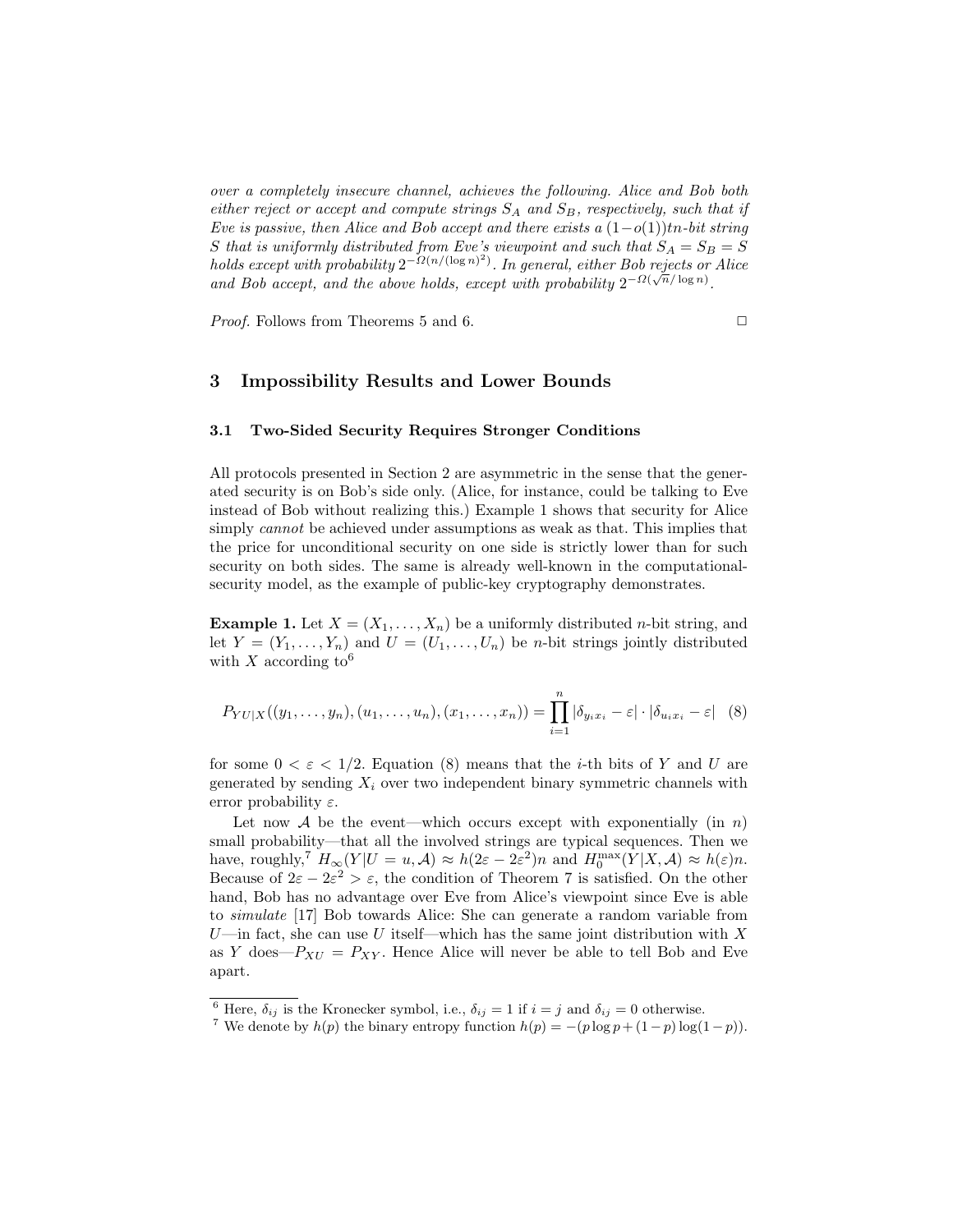*over a completely insecure channel, achieves the following. Alice and Bob both either reject or accept and compute strings $S_A$ and $S_B$, respectively, such that if Eve is passive, then Alice and Bob accept and there exists a $(1-o(1))tn$-bit string $S$ that is uniformly distributed from Eve's viewpoint and such that $S_A = S_B = S$ holds except with probability $2^{-\Omega(n/(\log n)^2)}$. In general, either Bob rejects or Alice and Bob accept, and the above holds, except with probability $2^{-\Omega(\sqrt{n}/\log n)}$.*

*Proof.* Follows from Theorems 5 and 6. □

## 3 Impossibility Results and Lower Bounds

### 3.1 Two-Sided Security Requires Stronger Conditions

All protocols presented in Section 2 are asymmetric in the sense that the generated security is on Bob's side only. (Alice, for instance, could be talking to Eve instead of Bob without realizing this.) Example 1 shows that security for Alice simply *cannot* be achieved under assumptions as weak as that. This implies that the price for unconditional security on one side is strictly lower than for such security on both sides. The same is already well-known in the computational-security model, as the example of public-key cryptography demonstrates.

**Example 1.** Let $X = (X_1, \ldots, X_n)$ be a uniformly distributed $n$-bit string, and let $Y = (Y_1, \ldots, Y_n)$ and $U = (U_1, \ldots, U_n)$ be $n$-bit strings jointly distributed with $X$ according to[6]

$$P_{YU|X}((y_1, \ldots, y_n), (u_1, \ldots, u_n), (x_1, \ldots, x_n)) = \prod_{i=1}^{n} |\delta_{y_i x_i} - \varepsilon| \cdot |\delta_{u_i x_i} - \varepsilon| \quad (8)$$

for some $0 < \varepsilon < 1/2$. Equation (8) means that the $i$-th bits of $Y$ and $U$ are generated by sending $X_i$ over two independent binary symmetric channels with error probability $\varepsilon$.

Let now $\mathcal{A}$ be the event—which occurs except with exponentially (in $n$) small probability—that all the involved strings are typical sequences. Then we have, roughly,[7] $H_\infty(Y|U = u, \mathcal{A}) \approx h(2\varepsilon - 2\varepsilon^2)n$ and $H_0^{\max}(Y|X, \mathcal{A}) \approx h(\varepsilon)n$. Because of $2\varepsilon - 2\varepsilon^2 > \varepsilon$, the condition of Theorem 7 is satisfied. On the other hand, Bob has no advantage over Eve from Alice's viewpoint since Eve is able to *simulate* [17] Bob towards Alice: She can generate a random variable from $U$—in fact, she can use $U$ itself—which has the same joint distribution with $X$ as $Y$ does—$P_{XU} = P_{XY}$. Hence Alice will never be able to tell Bob and Eve apart.

---

[6] Here, $\delta_{ij}$ is the Kronecker symbol, i.e., $\delta_{ij} = 1$ if $i = j$ and $\delta_{ij} = 0$ otherwise.

[7] We denote by $h(p)$ the binary entropy function $h(p) = -(p \log p + (1-p) \log(1-p))$.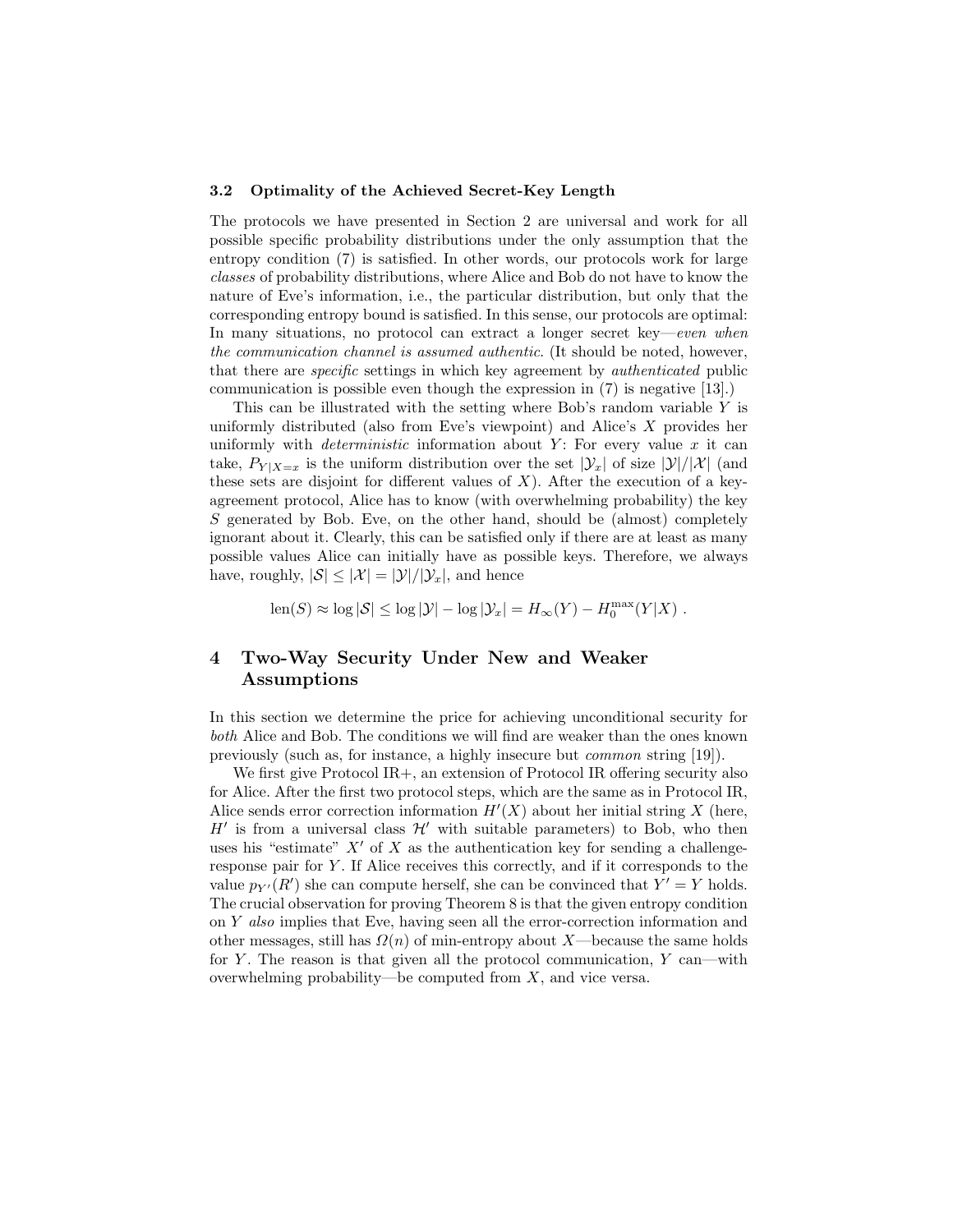### 3.2 Optimality of the Achieved Secret-Key Length

The protocols we have presented in Section 2 are universal and work for all possible specific probability distributions under the only assumption that the entropy condition (7) is satisfied. In other words, our protocols work for large *classes* of probability distributions, where Alice and Bob do not have to know the nature of Eve's information, i.e., the particular distribution, but only that the corresponding entropy bound is satisfied. In this sense, our protocols are optimal: In many situations, no protocol can extract a longer secret key—*even when the communication channel is assumed authentic*. (It should be noted, however, that there are *specific* settings in which key agreement by *authenticated* public communication is possible even though the expression in (7) is negative [13].)

This can be illustrated with the setting where Bob's random variable $Y$ is uniformly distributed (also from Eve's viewpoint) and Alice's $X$ provides her uniformly with *deterministic* information about $Y$: For every value $x$ it can take, $P_{Y|X=x}$ is the uniform distribution over the set $|\mathcal{Y}_x|$ of size $|\mathcal{Y}|/|\mathcal{X}|$ (and these sets are disjoint for different values of $X$). After the execution of a key-agreement protocol, Alice has to know (with overwhelming probability) the key $S$ generated by Bob. Eve, on the other hand, should be (almost) completely ignorant about it. Clearly, this can be satisfied only if there are at least as many possible values Alice can initially have as possible keys. Therefore, we always have, roughly, $|\mathcal{S}| \leq |\mathcal{X}| = |\mathcal{Y}|/|\mathcal{Y}_x|$, and hence

$$\text{len}(S) \approx \log |\mathcal{S}| \leq \log |\mathcal{Y}| - \log |\mathcal{Y}_x| = H_\infty(Y) - H_0^{\max}(Y|X) \; .$$

## 4 Two-Way Security Under New and Weaker Assumptions

In this section we determine the price for achieving unconditional security for *both* Alice and Bob. The conditions we will find are weaker than the ones known previously (such as, for instance, a highly insecure but *common* string [19]).

We first give Protocol IR+, an extension of Protocol IR offering security also for Alice. After the first two protocol steps, which are the same as in Protocol IR, Alice sends error correction information $H'(X)$ about her initial string $X$ (here, $H'$ is from a universal class $\mathcal{H}'$ with suitable parameters) to Bob, who then uses his "estimate" $X'$ of $X$ as the authentication key for sending a challenge-response pair for $Y$. If Alice receives this correctly, and if it corresponds to the value $p_{Y'}(R')$ she can compute herself, she can be convinced that $Y' = Y$ holds. The crucial observation for proving Theorem 8 is that the given entropy condition on $Y$ *also* implies that Eve, having seen all the error-correction information and other messages, still has $\Omega(n)$ of min-entropy about $X$—because the same holds for $Y$. The reason is that given all the protocol communication, $Y$ can—with overwhelming probability—be computed from $X$, and vice versa.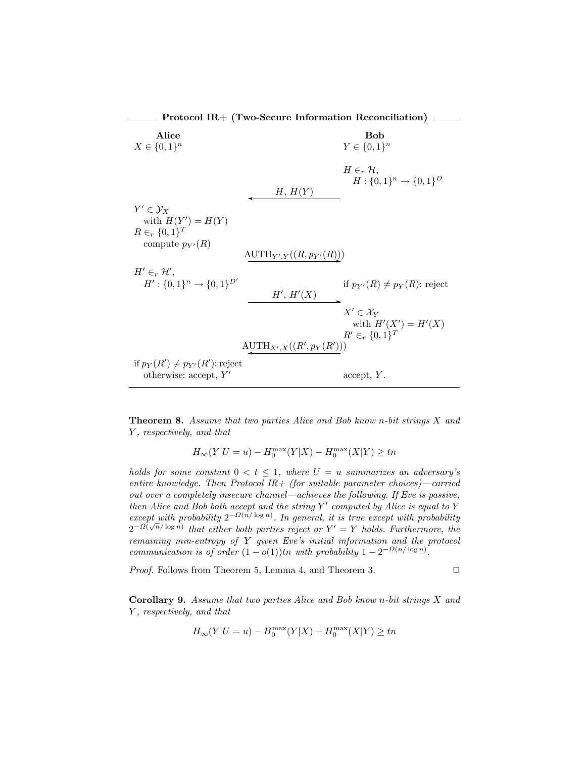**Protocol IR+ (Two-Secure Information Reconciliation)**

| Alice | | Bob |
|---|---|---|
| $X \in \{0,1\}^n$ | | $Y \in \{0,1\}^n$ |
| | | $H \in_r \mathcal{H}$, $H : \{0,1\}^n \to \{0,1\}^D$ |
| | $\xleftarrow{\quad H,\ H(Y) \quad}$ | |
| $Y' \in \mathcal{Y}_X$ with $H(Y') = H(Y)$; $R \in_r \{0,1\}^T$; compute $p_{Y'}(R)$ | | |
| | $\xrightarrow{\ \mathrm{AUTH}_{Y',Y}((R, p_{Y'}(R)))\ }$ | |
| $H' \in_r \mathcal{H}'$, $H' : \{0,1\}^n \to \{0,1\}^{D'}$ | | if $p_{Y'}(R) \neq p_Y(R)$: reject |
| | $\xrightarrow{\quad H',\ H'(X) \quad}$ | |
| | | $X' \in \mathcal{X}_Y$ with $H'(X') = H'(X)$; $R' \in_r \{0,1\}^T$ |
| | $\xleftarrow{\ \mathrm{AUTH}_{X',X}((R', p_Y(R')))\ }$ | |
| if $p_Y(R') \neq p_{Y'}(R')$: reject; otherwise: accept, $Y'$ | | accept, $Y$. |

**Theorem 8.** *Assume that two parties Alice and Bob know $n$-bit strings $X$ and $Y$, respectively, and that*

$$H_\infty(Y|U = u) - H_0^{\max}(Y|X) - H_0^{\max}(X|Y) \geq tn$$

*holds for some constant $0 < t \leq 1$, where $U = u$ summarizes an adversary's entire knowledge. Then Protocol IR+ (for suitable parameter choices)—carried out over a completely insecure channel—achieves the following. If Eve is passive, then Alice and Bob both accept and the string $Y'$ computed by Alice is equal to $Y$ except with probability $2^{-\Omega(n/\log n)}$. In general, it is true except with probability $2^{-\Omega(\sqrt{n}/\log n)}$ that either both parties reject or $Y' = Y$ holds. Furthermore, the remaining min-entropy of $Y$ given Eve's initial information and the protocol communication is of order $(1 - o(1))tn$ with probability $1 - 2^{-\Omega(n/\log n)}$.*

*Proof.* Follows from Theorem 5, Lemma 4, and Theorem 3. □

**Corollary 9.** *Assume that two parties Alice and Bob know $n$-bit strings $X$ and $Y$, respectively, and that*

$$H_\infty(Y|U = u) - H_0^{\max}(Y|X) - H_0^{\max}(X|Y) \geq tn$$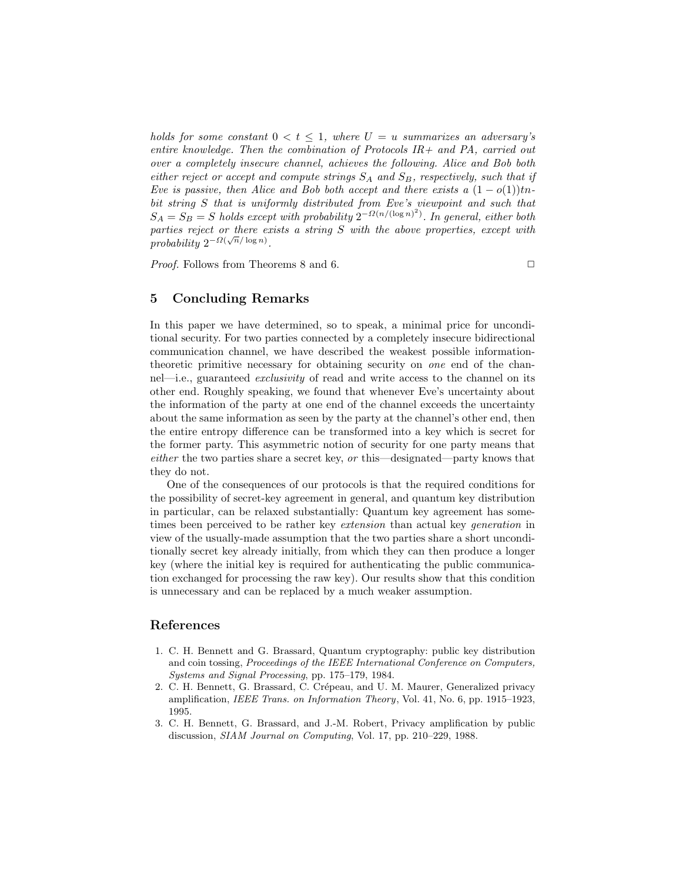*holds for some constant $0 < t \leq 1$, where $U = u$ summarizes an adversary's entire knowledge. Then the combination of Protocols IR+ and PA, carried out over a completely insecure channel, achieves the following. Alice and Bob both either reject or accept and compute strings $S_A$ and $S_B$, respectively, such that if Eve is passive, then Alice and Bob both accept and there exists a $(1 - o(1))tn$-bit string $S$ that is uniformly distributed from Eve's viewpoint and such that $S_A = S_B = S$ holds except with probability $2^{-\Omega(n/(\log n)^2)}$. In general, either both parties reject or there exists a string $S$ with the above properties, except with probability $2^{-\Omega(\sqrt{n}/\log n)}$.*

*Proof.* Follows from Theorems 8 and 6. □

## 5 Concluding Remarks

In this paper we have determined, so to speak, a minimal price for unconditional security. For two parties connected by a completely insecure bidirectional communication channel, we have described the weakest possible information-theoretic primitive necessary for obtaining security on *one* end of the channel—i.e., guaranteed *exclusivity* of read and write access to the channel on its other end. Roughly speaking, we found that whenever Eve's uncertainty about the information of the party at one end of the channel exceeds the uncertainty about the same information as seen by the party at the channel's other end, then the entire entropy difference can be transformed into a key which is secret for the former party. This asymmetric notion of security for one party means that *either* the two parties share a secret key, *or* this—designated—party knows that they do not.

One of the consequences of our protocols is that the required conditions for the possibility of secret-key agreement in general, and quantum key distribution in particular, can be relaxed substantially: Quantum key agreement has sometimes been perceived to be rather key *extension* than actual key *generation* in view of the usually-made assumption that the two parties share a short unconditionally secret key already initially, from which they can then produce a longer key (where the initial key is required for authenticating the public communication exchanged for processing the raw key). Our results show that this condition is unnecessary and can be replaced by a much weaker assumption.

## References

1. C. H. Bennett and G. Brassard, Quantum cryptography: public key distribution and coin tossing, *Proceedings of the IEEE International Conference on Computers, Systems and Signal Processing*, pp. 175–179, 1984.
2. C. H. Bennett, G. Brassard, C. Crépeau, and U. M. Maurer, Generalized privacy amplification, *IEEE Trans. on Information Theory*, Vol. 41, No. 6, pp. 1915–1923, 1995.
3. C. H. Bennett, G. Brassard, and J.-M. Robert, Privacy amplification by public discussion, *SIAM Journal on Computing*, Vol. 17, pp. 210–229, 1988.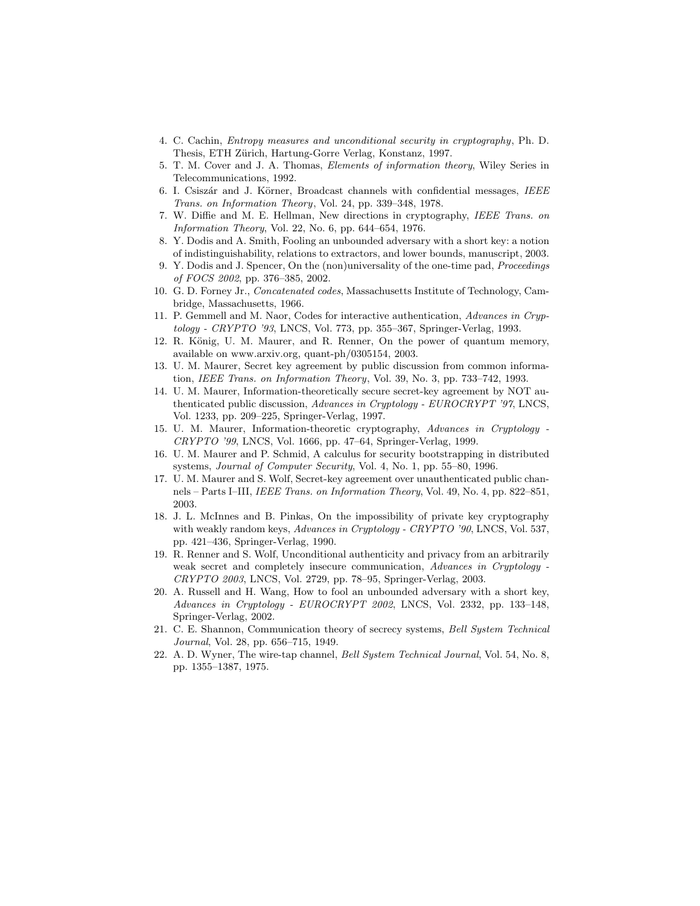4. C. Cachin, *Entropy measures and unconditional security in cryptography*, Ph. D. Thesis, ETH Zürich, Hartung-Gorre Verlag, Konstanz, 1997.
5. T. M. Cover and J. A. Thomas, *Elements of information theory*, Wiley Series in Telecommunications, 1992.
6. I. Csiszár and J. Körner, Broadcast channels with confidential messages, *IEEE Trans. on Information Theory*, Vol. 24, pp. 339–348, 1978.
7. W. Diffie and M. E. Hellman, New directions in cryptography, *IEEE Trans. on Information Theory*, Vol. 22, No. 6, pp. 644–654, 1976.
8. Y. Dodis and A. Smith, Fooling an unbounded adversary with a short key: a notion of indistinguishability, relations to extractors, and lower bounds, manuscript, 2003.
9. Y. Dodis and J. Spencer, On the (non)universality of the one-time pad, *Proceedings of FOCS 2002*, pp. 376–385, 2002.
10. G. D. Forney Jr., *Concatenated codes*, Massachusetts Institute of Technology, Cambridge, Massachusetts, 1966.
11. P. Gemmell and M. Naor, Codes for interactive authentication, *Advances in Cryptology - CRYPTO '93*, LNCS, Vol. 773, pp. 355–367, Springer-Verlag, 1993.
12. R. König, U. M. Maurer, and R. Renner, On the power of quantum memory, available on www.arxiv.org, quant-ph/0305154, 2003.
13. U. M. Maurer, Secret key agreement by public discussion from common information, *IEEE Trans. on Information Theory*, Vol. 39, No. 3, pp. 733–742, 1993.
14. U. M. Maurer, Information-theoretically secure secret-key agreement by NOT authenticated public discussion, *Advances in Cryptology - EUROCRYPT '97*, LNCS, Vol. 1233, pp. 209–225, Springer-Verlag, 1997.
15. U. M. Maurer, Information-theoretic cryptography, *Advances in Cryptology - CRYPTO '99*, LNCS, Vol. 1666, pp. 47–64, Springer-Verlag, 1999.
16. U. M. Maurer and P. Schmid, A calculus for security bootstrapping in distributed systems, *Journal of Computer Security*, Vol. 4, No. 1, pp. 55–80, 1996.
17. U. M. Maurer and S. Wolf, Secret-key agreement over unauthenticated public channels – Parts I–III, *IEEE Trans. on Information Theory*, Vol. 49, No. 4, pp. 822–851, 2003.
18. J. L. McInnes and B. Pinkas, On the impossibility of private key cryptography with weakly random keys, *Advances in Cryptology - CRYPTO '90*, LNCS, Vol. 537, pp. 421–436, Springer-Verlag, 1990.
19. R. Renner and S. Wolf, Unconditional authenticity and privacy from an arbitrarily weak secret and completely insecure communication, *Advances in Cryptology - CRYPTO 2003*, LNCS, Vol. 2729, pp. 78–95, Springer-Verlag, 2003.
20. A. Russell and H. Wang, How to fool an unbounded adversary with a short key, *Advances in Cryptology - EUROCRYPT 2002*, LNCS, Vol. 2332, pp. 133–148, Springer-Verlag, 2002.
21. C. E. Shannon, Communication theory of secrecy systems, *Bell System Technical Journal*, Vol. 28, pp. 656–715, 1949.
22. A. D. Wyner, The wire-tap channel, *Bell System Technical Journal*, Vol. 54, No. 8, pp. 1355–1387, 1975.